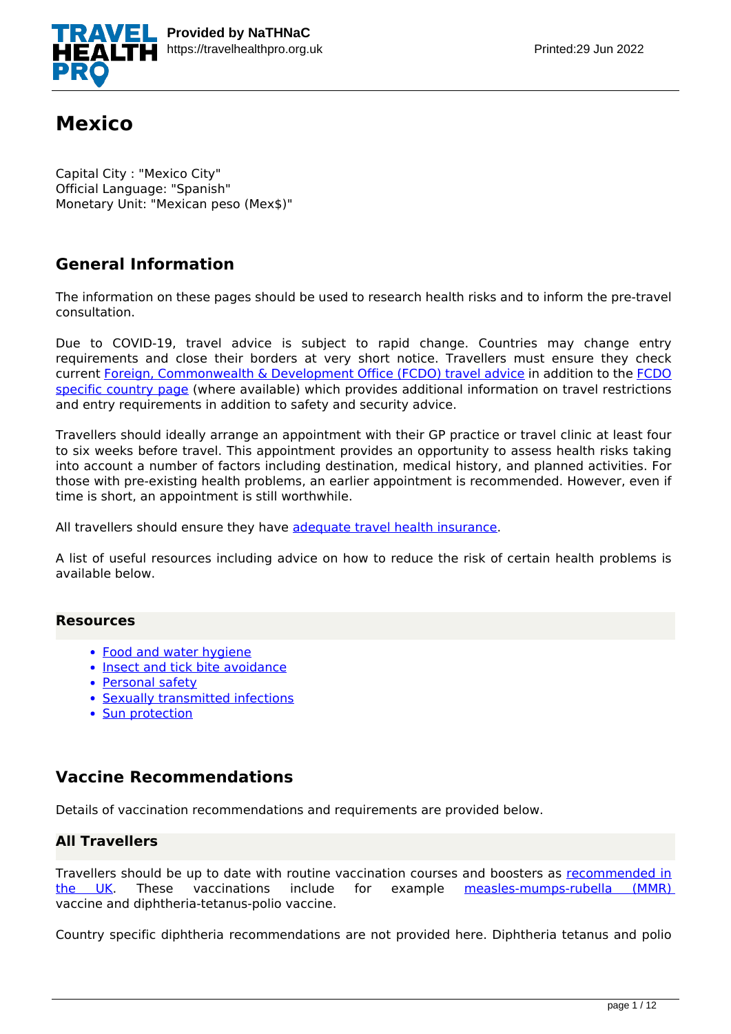# Mexico

Capital City : "Mexico City"
Official Language: "Spanish"
Monetary Unit: "Mexican peso (Mex$)"

## General Information

The information on these pages should be used to research health risks and to inform the pre-travel consultation.

Due to COVID-19, travel advice is subject to rapid change. Countries may change entry requirements and close their borders at very short notice. Travellers must ensure they check current Foreign, Commonwealth & Development Office (FCDO) travel advice in addition to the FCDO specific country page (where available) which provides additional information on travel restrictions and entry requirements in addition to safety and security advice.

Travellers should ideally arrange an appointment with their GP practice or travel clinic at least four to six weeks before travel. This appointment provides an opportunity to assess health risks taking into account a number of factors including destination, medical history, and planned activities. For those with pre-existing health problems, an earlier appointment is recommended. However, even if time is short, an appointment is still worthwhile.

All travellers should ensure they have adequate travel health insurance.

A list of useful resources including advice on how to reduce the risk of certain health problems is available below.

### Resources

- Food and water hygiene
- Insect and tick bite avoidance
- Personal safety
- Sexually transmitted infections
- Sun protection

## Vaccine Recommendations

Details of vaccination recommendations and requirements are provided below.

### All Travellers

Travellers should be up to date with routine vaccination courses and boosters as recommended in the UK. These vaccinations include for example measles-mumps-rubella (MMR) vaccine and diphtheria-tetanus-polio vaccine.

Country specific diphtheria recommendations are not provided here. Diphtheria tetanus and polio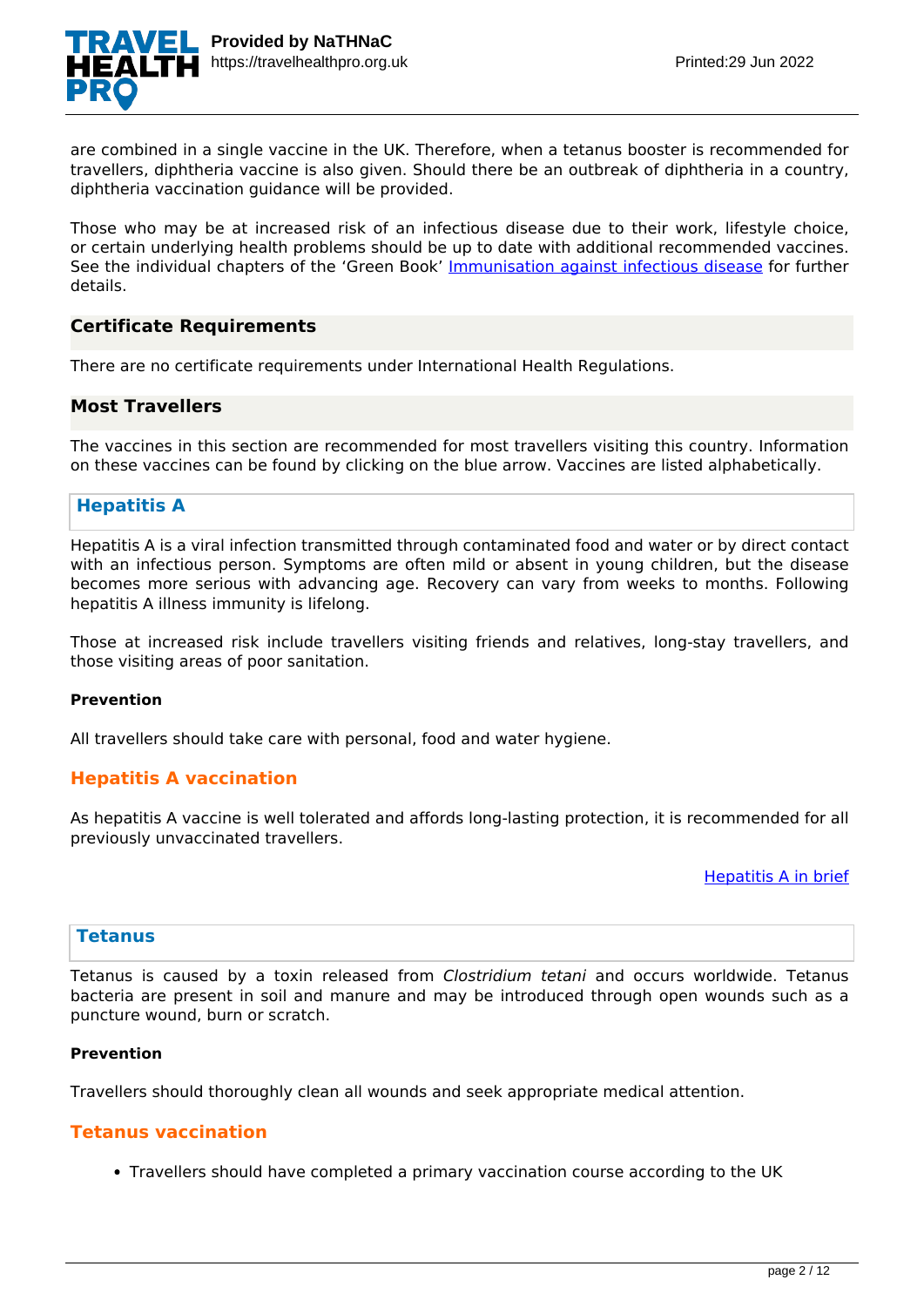are combined in a single vaccine in the UK. Therefore, when a tetanus booster is recommended for travellers, diphtheria vaccine is also given. Should there be an outbreak of diphtheria in a country, diphtheria vaccination guidance will be provided.

Those who may be at increased risk of an infectious disease due to their work, lifestyle choice, or certain underlying health problems should be up to date with additional recommended vaccines. See the individual chapters of the 'Green Book' [Immunisation against infectious disease]() for further details.

## Certificate Requirements

There are no certificate requirements under International Health Regulations.

## Most Travellers

The vaccines in this section are recommended for most travellers visiting this country. Information on these vaccines can be found by clicking on the blue arrow. Vaccines are listed alphabetically.

### Hepatitis A

Hepatitis A is a viral infection transmitted through contaminated food and water or by direct contact with an infectious person. Symptoms are often mild or absent in young children, but the disease becomes more serious with advancing age. Recovery can vary from weeks to months. Following hepatitis A illness immunity is lifelong.

Those at increased risk include travellers visiting friends and relatives, long-stay travellers, and those visiting areas of poor sanitation.

**Prevention**

All travellers should take care with personal, food and water hygiene.

#### Hepatitis A vaccination

As hepatitis A vaccine is well tolerated and affords long-lasting protection, it is recommended for all previously unvaccinated travellers.

[Hepatitis A in brief]()

### Tetanus

Tetanus is caused by a toxin released from *Clostridium tetani* and occurs worldwide. Tetanus bacteria are present in soil and manure and may be introduced through open wounds such as a puncture wound, burn or scratch.

**Prevention**

Travellers should thoroughly clean all wounds and seek appropriate medical attention.

#### Tetanus vaccination

- Travellers should have completed a primary vaccination course according to the UK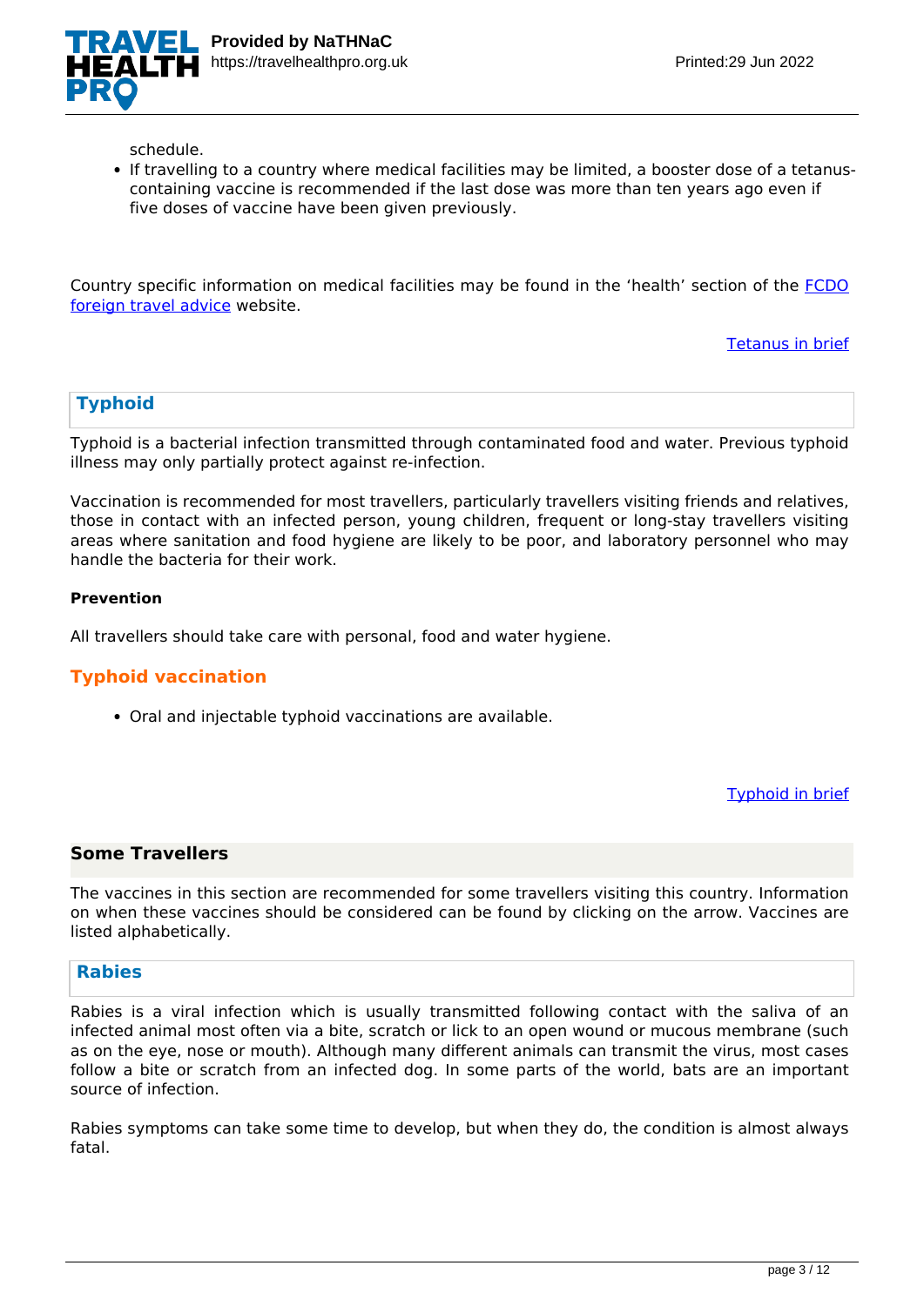schedule.
- If travelling to a country where medical facilities may be limited, a booster dose of a tetanus-containing vaccine is recommended if the last dose was more than ten years ago even if five doses of vaccine have been given previously.

Country specific information on medical facilities may be found in the 'health' section of the FCDO foreign travel advice website.

Tetanus in brief

### Typhoid

Typhoid is a bacterial infection transmitted through contaminated food and water. Previous typhoid illness may only partially protect against re-infection.

Vaccination is recommended for most travellers, particularly travellers visiting friends and relatives, those in contact with an infected person, young children, frequent or long-stay travellers visiting areas where sanitation and food hygiene are likely to be poor, and laboratory personnel who may handle the bacteria for their work.

**Prevention**

All travellers should take care with personal, food and water hygiene.

#### Typhoid vaccination

- Oral and injectable typhoid vaccinations are available.

Typhoid in brief

## Some Travellers

The vaccines in this section are recommended for some travellers visiting this country. Information on when these vaccines should be considered can be found by clicking on the arrow. Vaccines are listed alphabetically.

### Rabies

Rabies is a viral infection which is usually transmitted following contact with the saliva of an infected animal most often via a bite, scratch or lick to an open wound or mucous membrane (such as on the eye, nose or mouth). Although many different animals can transmit the virus, most cases follow a bite or scratch from an infected dog. In some parts of the world, bats are an important source of infection.

Rabies symptoms can take some time to develop, but when they do, the condition is almost always fatal.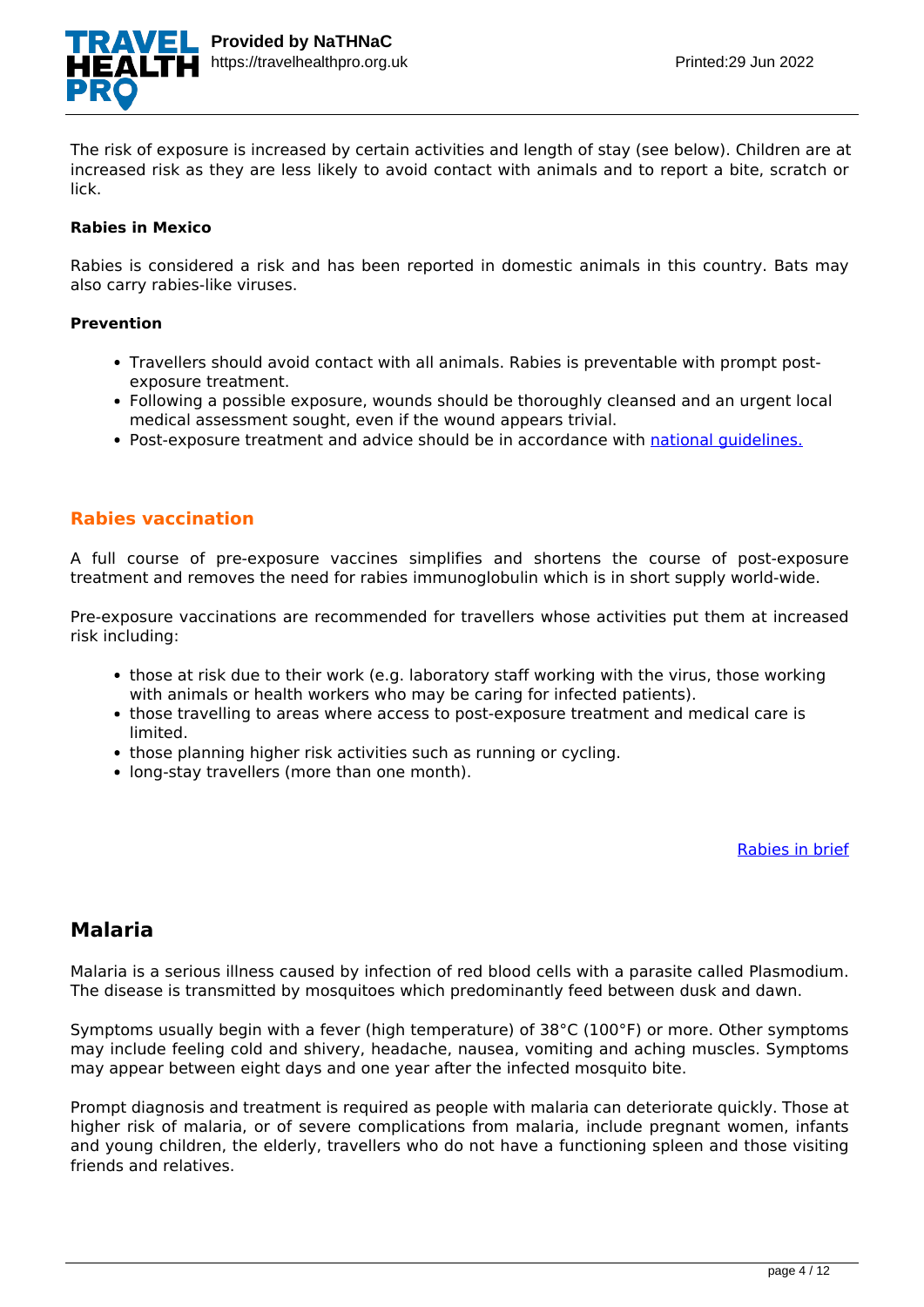The risk of exposure is increased by certain activities and length of stay (see below). Children are at increased risk as they are less likely to avoid contact with animals and to report a bite, scratch or lick.

**Rabies in Mexico**

Rabies is considered a risk and has been reported in domestic animals in this country. Bats may also carry rabies-like viruses.

**Prevention**

- Travellers should avoid contact with all animals. Rabies is preventable with prompt post-exposure treatment.
- Following a possible exposure, wounds should be thoroughly cleansed and an urgent local medical assessment sought, even if the wound appears trivial.
- Post-exposure treatment and advice should be in accordance with [national guidelines.]()

### Rabies vaccination

A full course of pre-exposure vaccines simplifies and shortens the course of post-exposure treatment and removes the need for rabies immunoglobulin which is in short supply world-wide.

Pre-exposure vaccinations are recommended for travellers whose activities put them at increased risk including:

- those at risk due to their work (e.g. laboratory staff working with the virus, those working with animals or health workers who may be caring for infected patients).
- those travelling to areas where access to post-exposure treatment and medical care is limited.
- those planning higher risk activities such as running or cycling.
- long-stay travellers (more than one month).

[Rabies in brief]()

## Malaria

Malaria is a serious illness caused by infection of red blood cells with a parasite called Plasmodium. The disease is transmitted by mosquitoes which predominantly feed between dusk and dawn.

Symptoms usually begin with a fever (high temperature) of 38°C (100°F) or more. Other symptoms may include feeling cold and shivery, headache, nausea, vomiting and aching muscles. Symptoms may appear between eight days and one year after the infected mosquito bite.

Prompt diagnosis and treatment is required as people with malaria can deteriorate quickly. Those at higher risk of malaria, or of severe complications from malaria, include pregnant women, infants and young children, the elderly, travellers who do not have a functioning spleen and those visiting friends and relatives.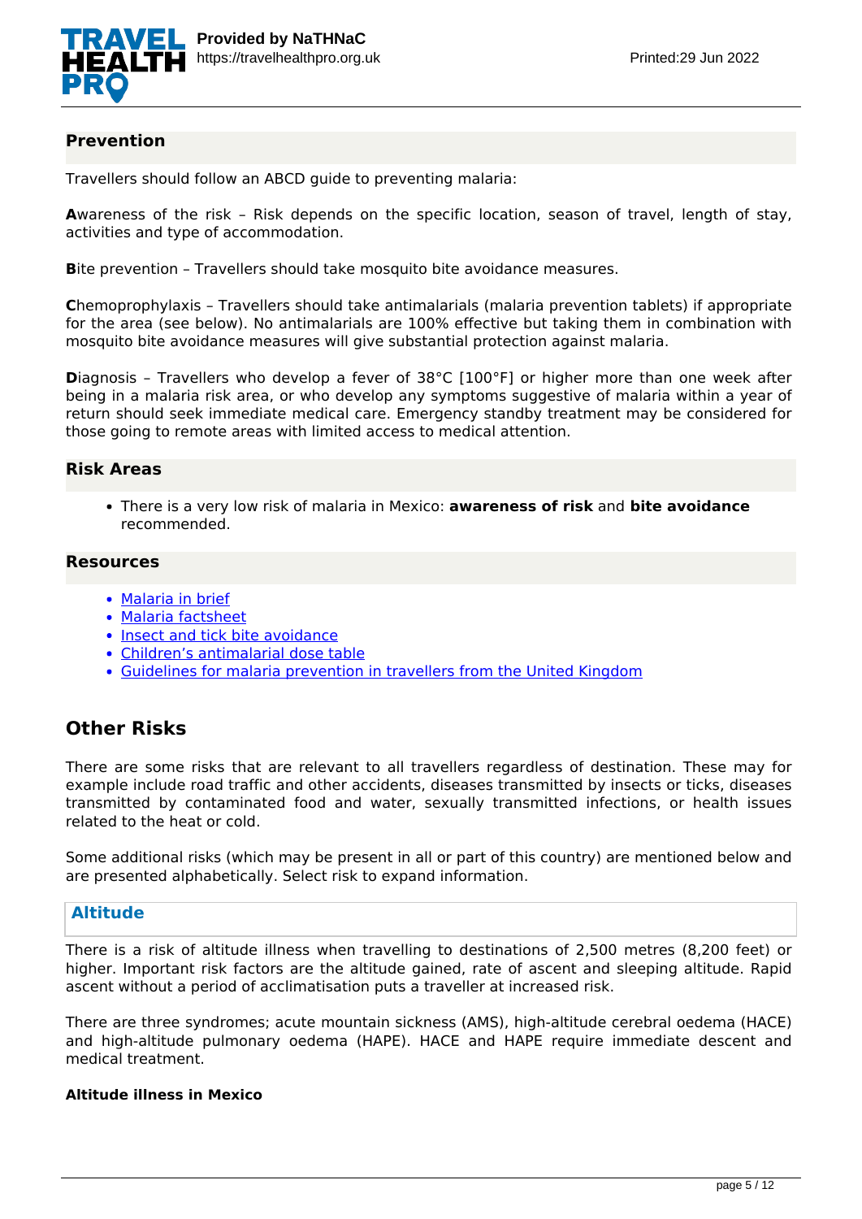### Prevention

Travellers should follow an ABCD guide to preventing malaria:

**A**wareness of the risk – Risk depends on the specific location, season of travel, length of stay, activities and type of accommodation.

**B**ite prevention – Travellers should take mosquito bite avoidance measures.

**C**hemoprophylaxis – Travellers should take antimalarials (malaria prevention tablets) if appropriate for the area (see below). No antimalarials are 100% effective but taking them in combination with mosquito bite avoidance measures will give substantial protection against malaria.

**D**iagnosis – Travellers who develop a fever of 38°C [100°F] or higher more than one week after being in a malaria risk area, or who develop any symptoms suggestive of malaria within a year of return should seek immediate medical care. Emergency standby treatment may be considered for those going to remote areas with limited access to medical attention.

### Risk Areas

- There is a very low risk of malaria in Mexico: **awareness of risk** and **bite avoidance** recommended.

### Resources

- Malaria in brief
- Malaria factsheet
- Insect and tick bite avoidance
- Children's antimalarial dose table
- Guidelines for malaria prevention in travellers from the United Kingdom

## Other Risks

There are some risks that are relevant to all travellers regardless of destination. These may for example include road traffic and other accidents, diseases transmitted by insects or ticks, diseases transmitted by contaminated food and water, sexually transmitted infections, or health issues related to the heat or cold.

Some additional risks (which may be present in all or part of this country) are mentioned below and are presented alphabetically. Select risk to expand information.

### Altitude

There is a risk of altitude illness when travelling to destinations of 2,500 metres (8,200 feet) or higher. Important risk factors are the altitude gained, rate of ascent and sleeping altitude. Rapid ascent without a period of acclimatisation puts a traveller at increased risk.

There are three syndromes; acute mountain sickness (AMS), high-altitude cerebral oedema (HACE) and high-altitude pulmonary oedema (HAPE). HACE and HAPE require immediate descent and medical treatment.

**Altitude illness in Mexico**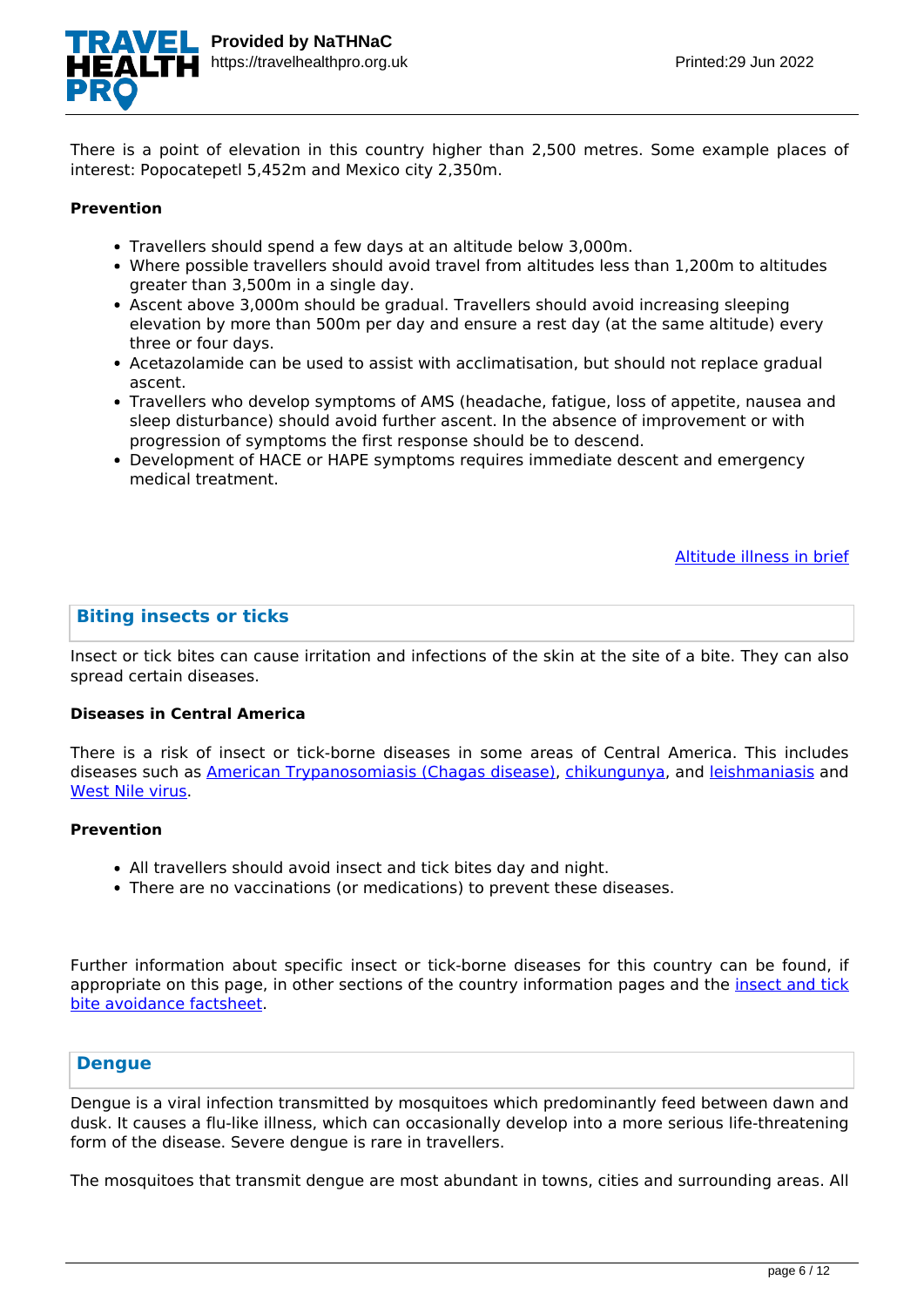There is a point of elevation in this country higher than 2,500 metres. Some example places of interest: Popocatepetl 5,452m and Mexico city 2,350m.

**Prevention**

- Travellers should spend a few days at an altitude below 3,000m.
- Where possible travellers should avoid travel from altitudes less than 1,200m to altitudes greater than 3,500m in a single day.
- Ascent above 3,000m should be gradual. Travellers should avoid increasing sleeping elevation by more than 500m per day and ensure a rest day (at the same altitude) every three or four days.
- Acetazolamide can be used to assist with acclimatisation, but should not replace gradual ascent.
- Travellers who develop symptoms of AMS (headache, fatigue, loss of appetite, nausea and sleep disturbance) should avoid further ascent. In the absence of improvement or with progression of symptoms the first response should be to descend.
- Development of HACE or HAPE symptoms requires immediate descent and emergency medical treatment.

Altitude illness in brief

## Biting insects or ticks

Insect or tick bites can cause irritation and infections of the skin at the site of a bite. They can also spread certain diseases.

**Diseases in Central America**

There is a risk of insect or tick-borne diseases in some areas of Central America. This includes diseases such as American Trypanosomiasis (Chagas disease), chikungunya, and leishmaniasis and West Nile virus.

**Prevention**

- All travellers should avoid insect and tick bites day and night.
- There are no vaccinations (or medications) to prevent these diseases.

Further information about specific insect or tick-borne diseases for this country can be found, if appropriate on this page, in other sections of the country information pages and the insect and tick bite avoidance factsheet.

## Dengue

Dengue is a viral infection transmitted by mosquitoes which predominantly feed between dawn and dusk. It causes a flu-like illness, which can occasionally develop into a more serious life-threatening form of the disease. Severe dengue is rare in travellers.

The mosquitoes that transmit dengue are most abundant in towns, cities and surrounding areas. All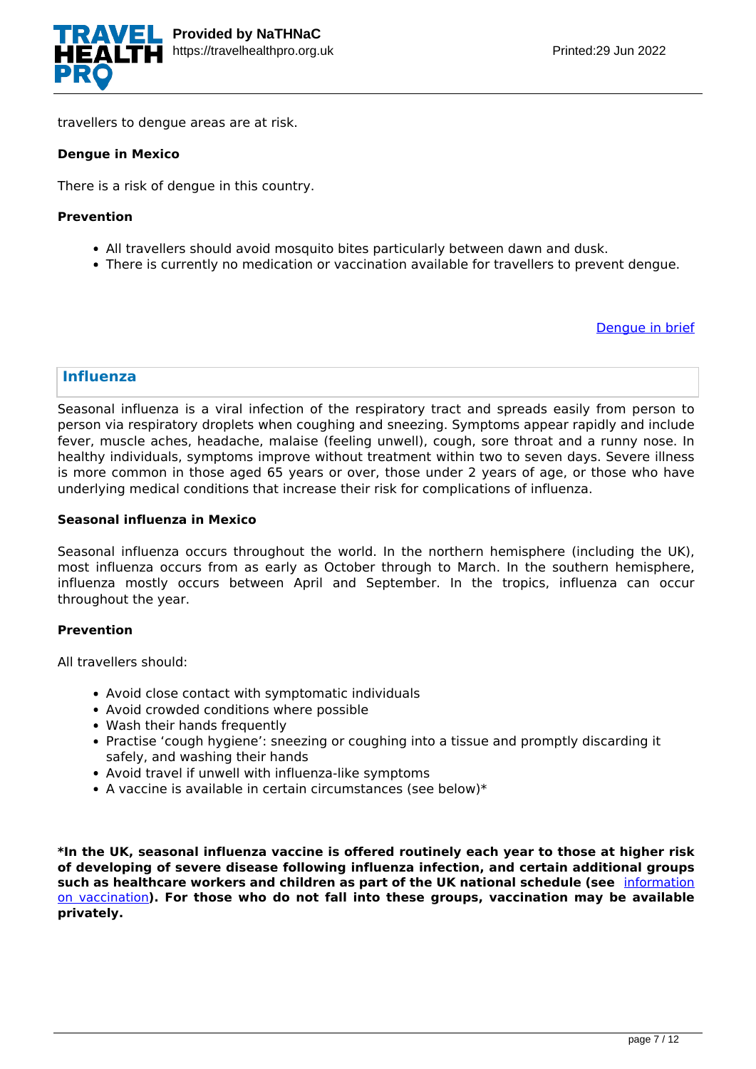travellers to dengue areas are at risk.

**Dengue in Mexico**

There is a risk of dengue in this country.

**Prevention**

- All travellers should avoid mosquito bites particularly between dawn and dusk.
- There is currently no medication or vaccination available for travellers to prevent dengue.

[Dengue in brief]

## Influenza

Seasonal influenza is a viral infection of the respiratory tract and spreads easily from person to person via respiratory droplets when coughing and sneezing. Symptoms appear rapidly and include fever, muscle aches, headache, malaise (feeling unwell), cough, sore throat and a runny nose. In healthy individuals, symptoms improve without treatment within two to seven days. Severe illness is more common in those aged 65 years or over, those under 2 years of age, or those who have underlying medical conditions that increase their risk for complications of influenza.

**Seasonal influenza in Mexico**

Seasonal influenza occurs throughout the world. In the northern hemisphere (including the UK), most influenza occurs from as early as October through to March. In the southern hemisphere, influenza mostly occurs between April and September. In the tropics, influenza can occur throughout the year.

**Prevention**

All travellers should:

- Avoid close contact with symptomatic individuals
- Avoid crowded conditions where possible
- Wash their hands frequently
- Practise 'cough hygiene': sneezing or coughing into a tissue and promptly discarding it safely, and washing their hands
- Avoid travel if unwell with influenza-like symptoms
- A vaccine is available in certain circumstances (see below)*

***In the UK, seasonal influenza vaccine is offered routinely each year to those at higher risk of developing of severe disease following influenza infection, and certain additional groups such as healthcare workers and children as part of the UK national schedule (see [information on vaccination]). For those who do not fall into these groups, vaccination may be available privately.**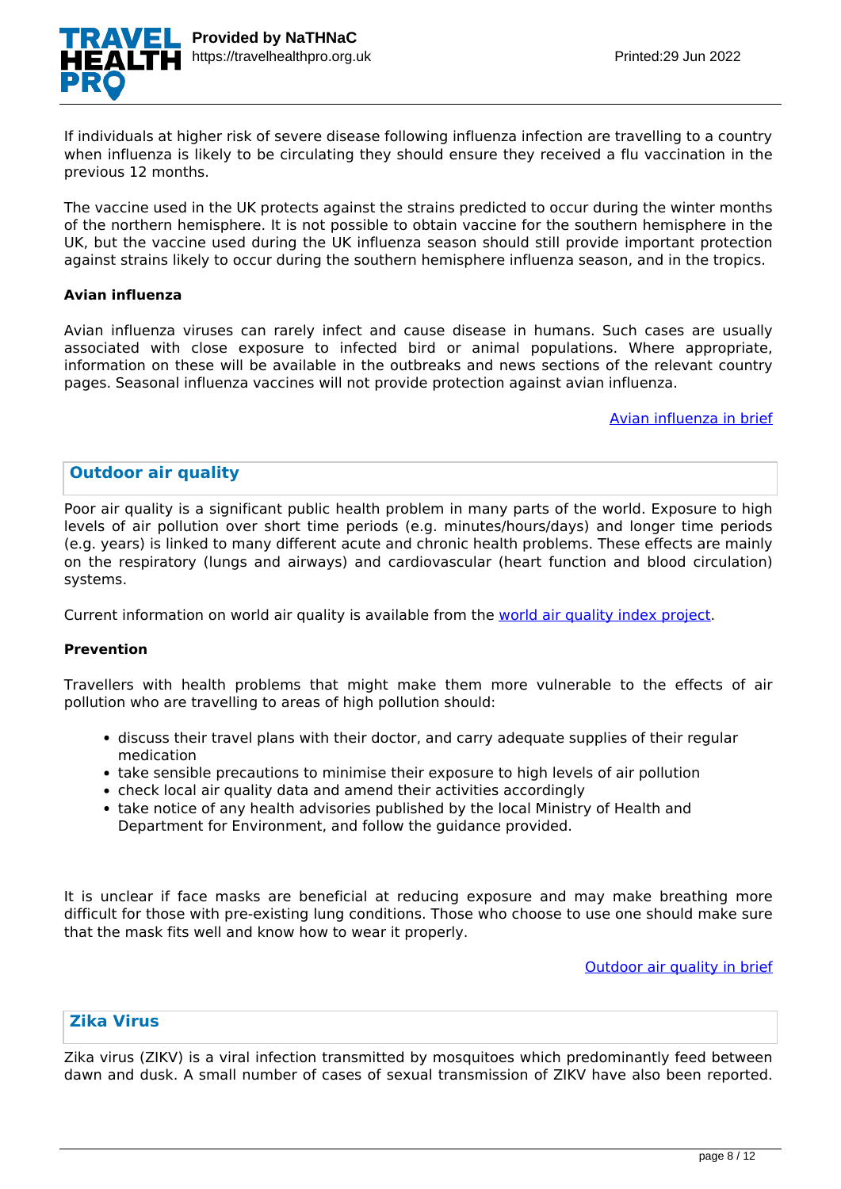If individuals at higher risk of severe disease following influenza infection are travelling to a country when influenza is likely to be circulating they should ensure they received a flu vaccination in the previous 12 months.

The vaccine used in the UK protects against the strains predicted to occur during the winter months of the northern hemisphere. It is not possible to obtain vaccine for the southern hemisphere in the UK, but the vaccine used during the UK influenza season should still provide important protection against strains likely to occur during the southern hemisphere influenza season, and in the tropics.

**Avian influenza**

Avian influenza viruses can rarely infect and cause disease in humans. Such cases are usually associated with close exposure to infected bird or animal populations. Where appropriate, information on these will be available in the outbreaks and news sections of the relevant country pages. Seasonal influenza vaccines will not provide protection against avian influenza.

[Avian influenza in brief]

## Outdoor air quality

Poor air quality is a significant public health problem in many parts of the world. Exposure to high levels of air pollution over short time periods (e.g. minutes/hours/days) and longer time periods (e.g. years) is linked to many different acute and chronic health problems. These effects are mainly on the respiratory (lungs and airways) and cardiovascular (heart function and blood circulation) systems.

Current information on world air quality is available from the [world air quality index project].

**Prevention**

Travellers with health problems that might make them more vulnerable to the effects of air pollution who are travelling to areas of high pollution should:

- discuss their travel plans with their doctor, and carry adequate supplies of their regular medication
- take sensible precautions to minimise their exposure to high levels of air pollution
- check local air quality data and amend their activities accordingly
- take notice of any health advisories published by the local Ministry of Health and Department for Environment, and follow the guidance provided.

It is unclear if face masks are beneficial at reducing exposure and may make breathing more difficult for those with pre-existing lung conditions. Those who choose to use one should make sure that the mask fits well and know how to wear it properly.

[Outdoor air quality in brief]

## Zika Virus

Zika virus (ZIKV) is a viral infection transmitted by mosquitoes which predominantly feed between dawn and dusk. A small number of cases of sexual transmission of ZIKV have also been reported.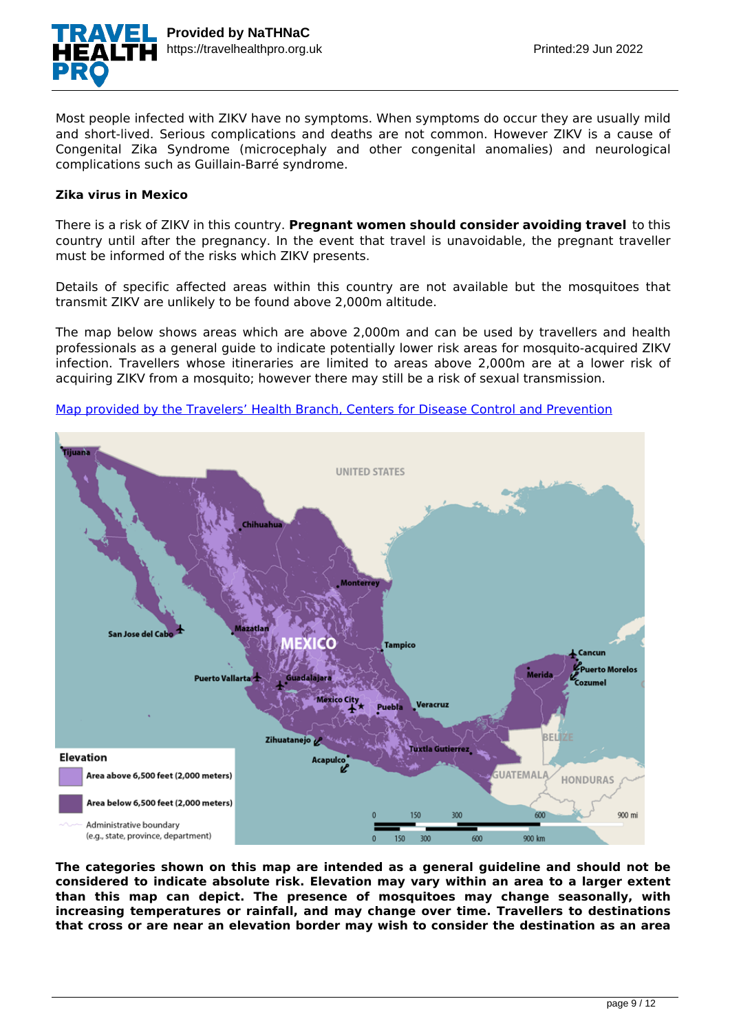Most people infected with ZIKV have no symptoms. When symptoms do occur they are usually mild and short-lived. Serious complications and deaths are not common. However ZIKV is a cause of Congenital Zika Syndrome (microcephaly and other congenital anomalies) and neurological complications such as Guillain-Barré syndrome.

**Zika virus in Mexico**

There is a risk of ZIKV in this country. **Pregnant women should consider avoiding travel** to this country until after the pregnancy. In the event that travel is unavoidable, the pregnant traveller must be informed of the risks which ZIKV presents.

Details of specific affected areas within this country are not available but the mosquitoes that transmit ZIKV are unlikely to be found above 2,000m altitude.

The map below shows areas which are above 2,000m and can be used by travellers and health professionals as a general guide to indicate potentially lower risk areas for mosquito-acquired ZIKV infection. Travellers whose itineraries are limited to areas above 2,000m are at a lower risk of acquiring ZIKV from a mosquito; however there may still be a risk of sexual transmission.

Map provided by the Travelers' Health Branch, Centers for Disease Control and Prevention

**The categories shown on this map are intended as a general guideline and should not be considered to indicate absolute risk. Elevation may vary within an area to a larger extent than this map can depict. The presence of mosquitoes may change seasonally, with increasing temperatures or rainfall, and may change over time. Travellers to destinations that cross or are near an elevation border may wish to consider the destination as an area**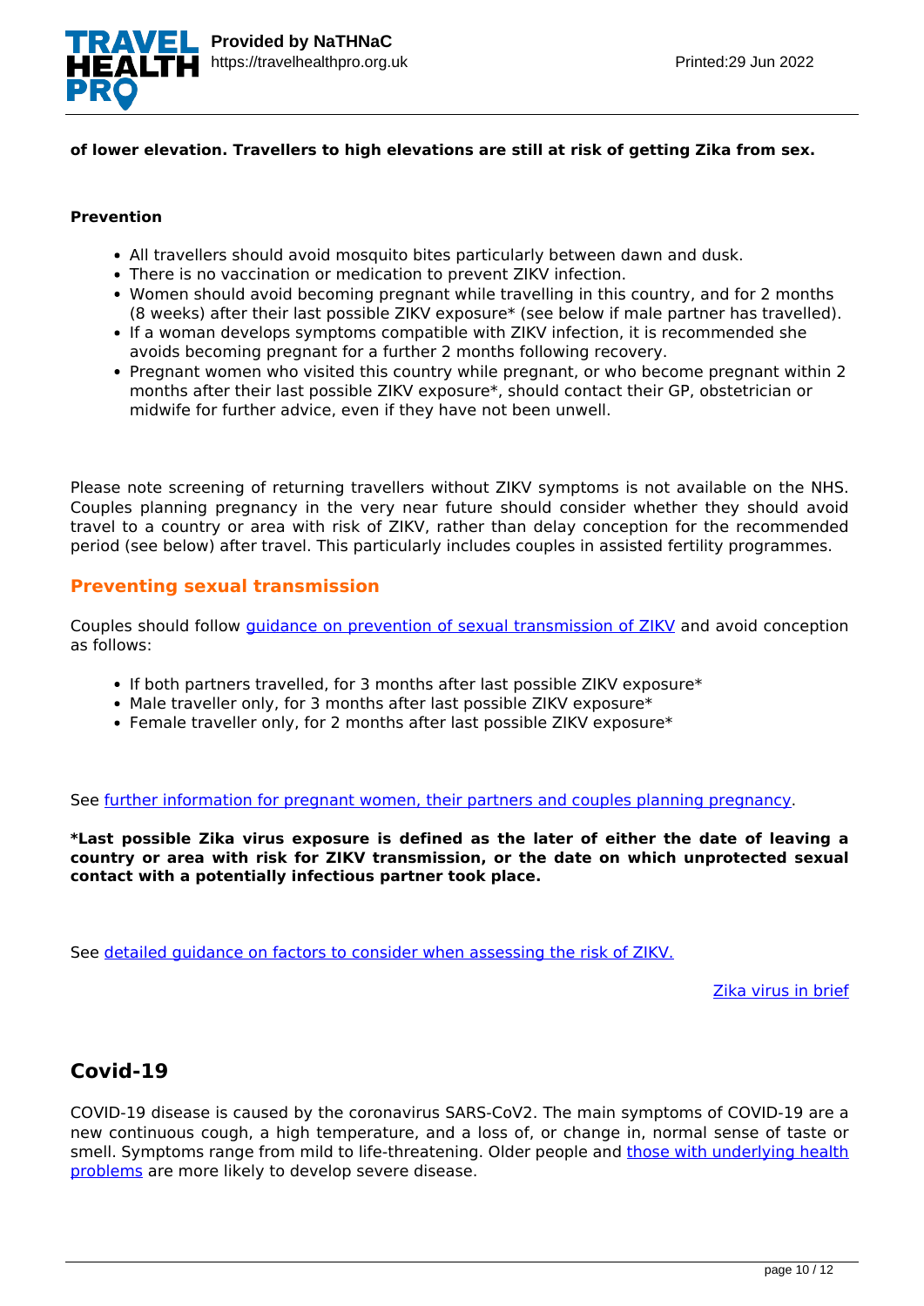**of lower elevation. Travellers to high elevations are still at risk of getting Zika from sex.**

**Prevention**

- All travellers should avoid mosquito bites particularly between dawn and dusk.
- There is no vaccination or medication to prevent ZIKV infection.
- Women should avoid becoming pregnant while travelling in this country, and for 2 months (8 weeks) after their last possible ZIKV exposure* (see below if male partner has travelled).
- If a woman develops symptoms compatible with ZIKV infection, it is recommended she avoids becoming pregnant for a further 2 months following recovery.
- Pregnant women who visited this country while pregnant, or who become pregnant within 2 months after their last possible ZIKV exposure*, should contact their GP, obstetrician or midwife for further advice, even if they have not been unwell.

Please note screening of returning travellers without ZIKV symptoms is not available on the NHS. Couples planning pregnancy in the very near future should consider whether they should avoid travel to a country or area with risk of ZIKV, rather than delay conception for the recommended period (see below) after travel. This particularly includes couples in assisted fertility programmes.

### Preventing sexual transmission

Couples should follow guidance on prevention of sexual transmission of ZIKV and avoid conception as follows:

- If both partners travelled, for 3 months after last possible ZIKV exposure*
- Male traveller only, for 3 months after last possible ZIKV exposure*
- Female traveller only, for 2 months after last possible ZIKV exposure*

See further information for pregnant women, their partners and couples planning pregnancy.

***Last possible Zika virus exposure is defined as the later of either the date of leaving a country or area with risk for ZIKV transmission, or the date on which unprotected sexual contact with a potentially infectious partner took place.**

See detailed guidance on factors to consider when assessing the risk of ZIKV.

Zika virus in brief

## Covid-19

COVID-19 disease is caused by the coronavirus SARS-CoV2. The main symptoms of COVID-19 are a new continuous cough, a high temperature, and a loss of, or change in, normal sense of taste or smell. Symptoms range from mild to life-threatening. Older people and those with underlying health problems are more likely to develop severe disease.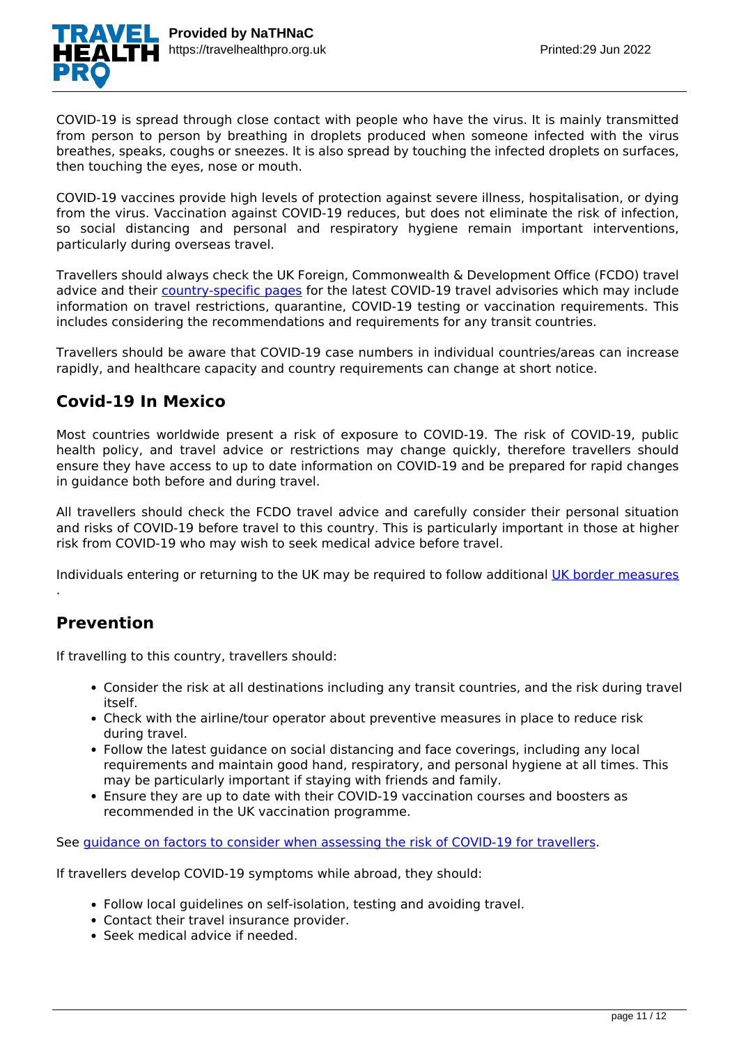COVID-19 is spread through close contact with people who have the virus. It is mainly transmitted from person to person by breathing in droplets produced when someone infected with the virus breathes, speaks, coughs or sneezes. It is also spread by touching the infected droplets on surfaces, then touching the eyes, nose or mouth.

COVID-19 vaccines provide high levels of protection against severe illness, hospitalisation, or dying from the virus. Vaccination against COVID-19 reduces, but does not eliminate the risk of infection, so social distancing and personal and respiratory hygiene remain important interventions, particularly during overseas travel.

Travellers should always check the UK Foreign, Commonwealth & Development Office (FCDO) travel advice and their [country-specific pages] for the latest COVID-19 travel advisories which may include information on travel restrictions, quarantine, COVID-19 testing or vaccination requirements. This includes considering the recommendations and requirements for any transit countries.

Travellers should be aware that COVID-19 case numbers in individual countries/areas can increase rapidly, and healthcare capacity and country requirements can change at short notice.

## Covid-19 In Mexico

Most countries worldwide present a risk of exposure to COVID-19. The risk of COVID-19, public health policy, and travel advice or restrictions may change quickly, therefore travellers should ensure they have access to up to date information on COVID-19 and be prepared for rapid changes in guidance both before and during travel.

All travellers should check the FCDO travel advice and carefully consider their personal situation and risks of COVID-19 before travel to this country. This is particularly important in those at higher risk from COVID-19 who may wish to seek medical advice before travel.

Individuals entering or returning to the UK may be required to follow additional UK border measures .

## Prevention

If travelling to this country, travellers should:

- Consider the risk at all destinations including any transit countries, and the risk during travel itself.
- Check with the airline/tour operator about preventive measures in place to reduce risk during travel.
- Follow the latest guidance on social distancing and face coverings, including any local requirements and maintain good hand, respiratory, and personal hygiene at all times. This may be particularly important if staying with friends and family.
- Ensure they are up to date with their COVID-19 vaccination courses and boosters as recommended in the UK vaccination programme.

See guidance on factors to consider when assessing the risk of COVID-19 for travellers.

If travellers develop COVID-19 symptoms while abroad, they should:

- Follow local guidelines on self-isolation, testing and avoiding travel.
- Contact their travel insurance provider.
- Seek medical advice if needed.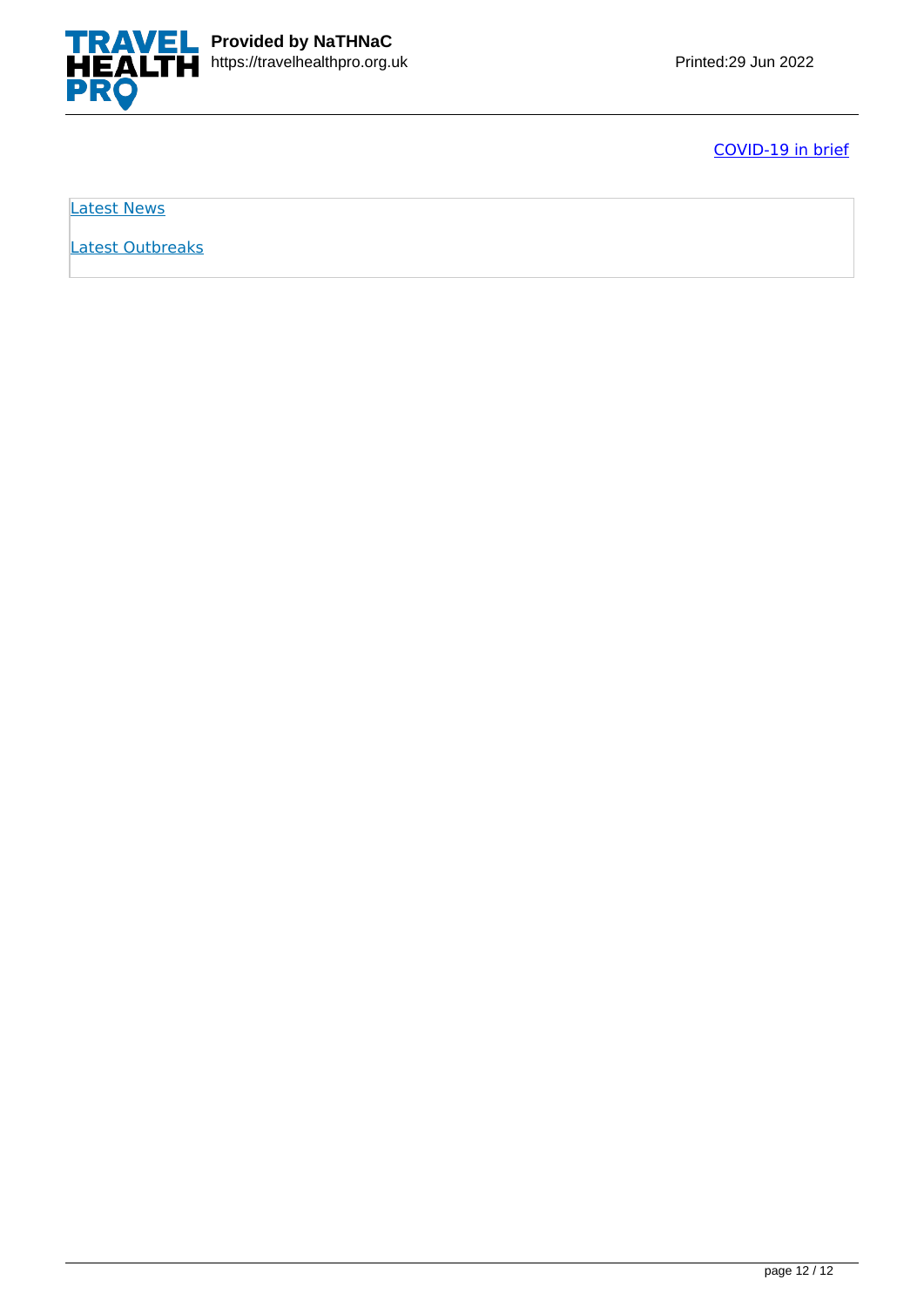COVID-19 in brief

Latest News

Latest Outbreaks